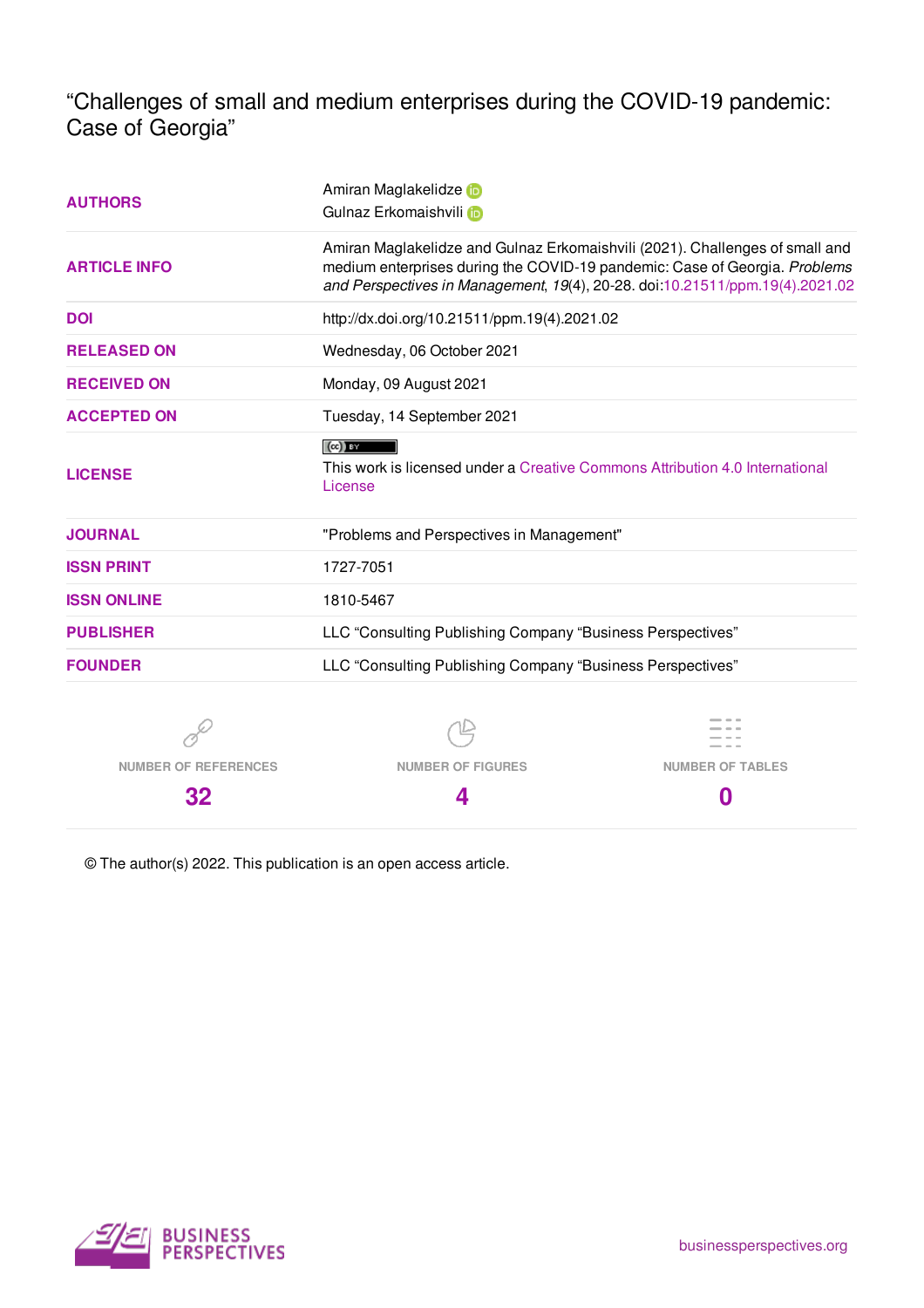# “Challenges of small and medium enterprises during the COVID-19 pandemic: Case of Georgia”

| | |
|---|---|
| **AUTHORS** | Amiran Maglakelidze<br>Gulnaz Erkomaishvili |
| **ARTICLE INFO** | Amiran Maglakelidze and Gulnaz Erkomaishvili (2021). Challenges of small and medium enterprises during the COVID-19 pandemic: Case of Georgia. *Problems and Perspectives in Management*, *19*(4), 20-28. doi:10.21511/ppm.19(4).2021.02 |
| **DOI** | http://dx.doi.org/10.21511/ppm.19(4).2021.02 |
| **RELEASED ON** | Wednesday, 06 October 2021 |
| **RECEIVED ON** | Monday, 09 August 2021 |
| **ACCEPTED ON** | Tuesday, 14 September 2021 |
| **LICENSE** | This work is licensed under a Creative Commons Attribution 4.0 International License |
| **JOURNAL** | "Problems and Perspectives in Management" |
| **ISSN PRINT** | 1727-7051 |
| **ISSN ONLINE** | 1810-5467 |
| **PUBLISHER** | LLC “Consulting Publishing Company “Business Perspectives” |
| **FOUNDER** | LLC “Consulting Publishing Company “Business Perspectives” |

| NUMBER OF REFERENCES | NUMBER OF FIGURES | NUMBER OF TABLES |
|---|---|---|
| **32** | **4** | **0** |

© The author(s) 2022. This publication is an open access article.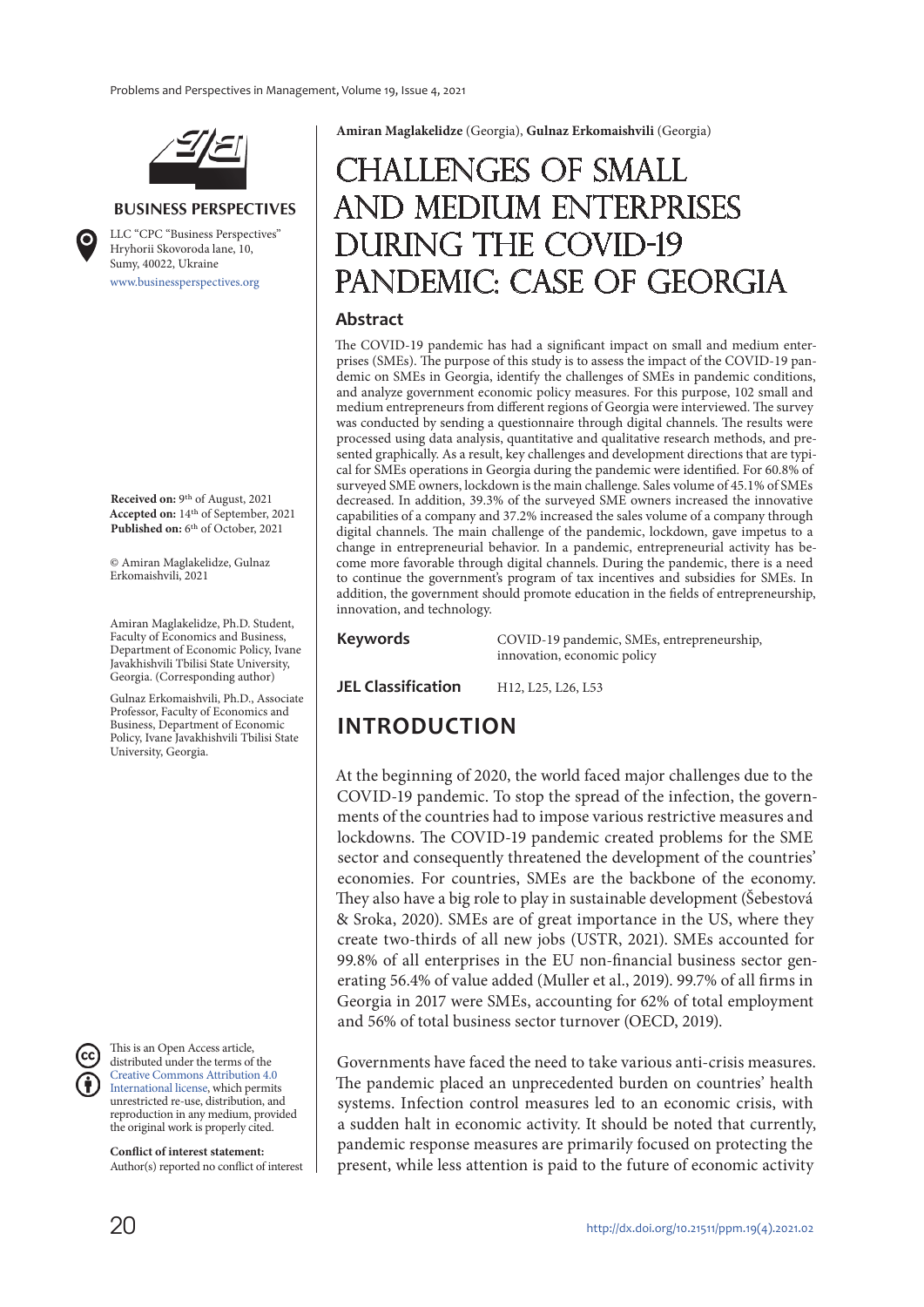**Amiran Maglakelidze** (Georgia), **Gulnaz Erkomaishvili** (Georgia)

# CHALLENGES OF SMALL AND MEDIUM ENTERPRISES DURING THE COVID-19 PANDEMIC: CASE OF GEORGIA

BUSINESS PERSPECTIVES

LLC "CPC "Business Perspectives"
Hryhorii Skovoroda lane, 10,
Sumy, 40022, Ukraine

www.businessperspectives.org

## Abstract

The COVID-19 pandemic has had a significant impact on small and medium enterprises (SMEs). The purpose of this study is to assess the impact of the COVID-19 pandemic on SMEs in Georgia, identify the challenges of SMEs in pandemic conditions, and analyze government economic policy measures. For this purpose, 102 small and medium entrepreneurs from different regions of Georgia were interviewed. The survey was conducted by sending a questionnaire through digital channels. The results were processed using data analysis, quantitative and qualitative research methods, and presented graphically. As a result, key challenges and development directions that are typical for SMEs operations in Georgia during the pandemic were identified. For 60.8% of surveyed SME owners, lockdown is the main challenge. Sales volume of 45.1% of SMEs decreased. In addition, 39.3% of the surveyed SME owners increased the innovative capabilities of a company and 37.2% increased the sales volume of a company through digital channels. The main challenge of the pandemic, lockdown, gave impetus to a change in entrepreneurial behavior. In a pandemic, entrepreneurial activity has become more favorable through digital channels. During the pandemic, there is a need to continue the government's program of tax incentives and subsidies for SMEs. In addition, the government should promote education in the fields of entrepreneurship, innovation, and technology.

**Received on:** 9th of August, 2021
**Accepted on:** 14th of September, 2021
**Published on:** 6th of October, 2021

© Amiran Maglakelidze, Gulnaz Erkomaishvili, 2021

Amiran Maglakelidze, Ph.D. Student, Faculty of Economics and Business, Department of Economic Policy, Ivane Javakhishvili Tbilisi State University, Georgia. (Corresponding author)

Gulnaz Erkomaishvili, Ph.D., Associate Professor, Faculty of Economics and Business, Department of Economic Policy, Ivane Javakhishvili Tbilisi State University, Georgia.

This is an Open Access article, distributed under the terms of the Creative Commons Attribution 4.0 International license, which permits unrestricted re-use, distribution, and reproduction in any medium, provided the original work is properly cited.

**Conflict of interest statement:**
Author(s) reported no conflict of interest

**Keywords** COVID-19 pandemic, SMEs, entrepreneurship, innovation, economic policy

**JEL Classification** H12, L25, L26, L53

## INTRODUCTION

At the beginning of 2020, the world faced major challenges due to the COVID-19 pandemic. To stop the spread of the infection, the governments of the countries had to impose various restrictive measures and lockdowns. The COVID-19 pandemic created problems for the SME sector and consequently threatened the development of the countries' economies. For countries, SMEs are the backbone of the economy. They also have a big role to play in sustainable development (Šebestová & Sroka, 2020). SMEs are of great importance in the US, where they create two-thirds of all new jobs (USTR, 2021). SMEs accounted for 99.8% of all enterprises in the EU non-financial business sector generating 56.4% of value added (Muller et al., 2019). 99.7% of all firms in Georgia in 2017 were SMEs, accounting for 62% of total employment and 56% of total business sector turnover (OECD, 2019).

Governments have faced the need to take various anti-crisis measures. The pandemic placed an unprecedented burden on countries' health systems. Infection control measures led to an economic crisis, with a sudden halt in economic activity. It should be noted that currently, pandemic response measures are primarily focused on protecting the present, while less attention is paid to the future of economic activity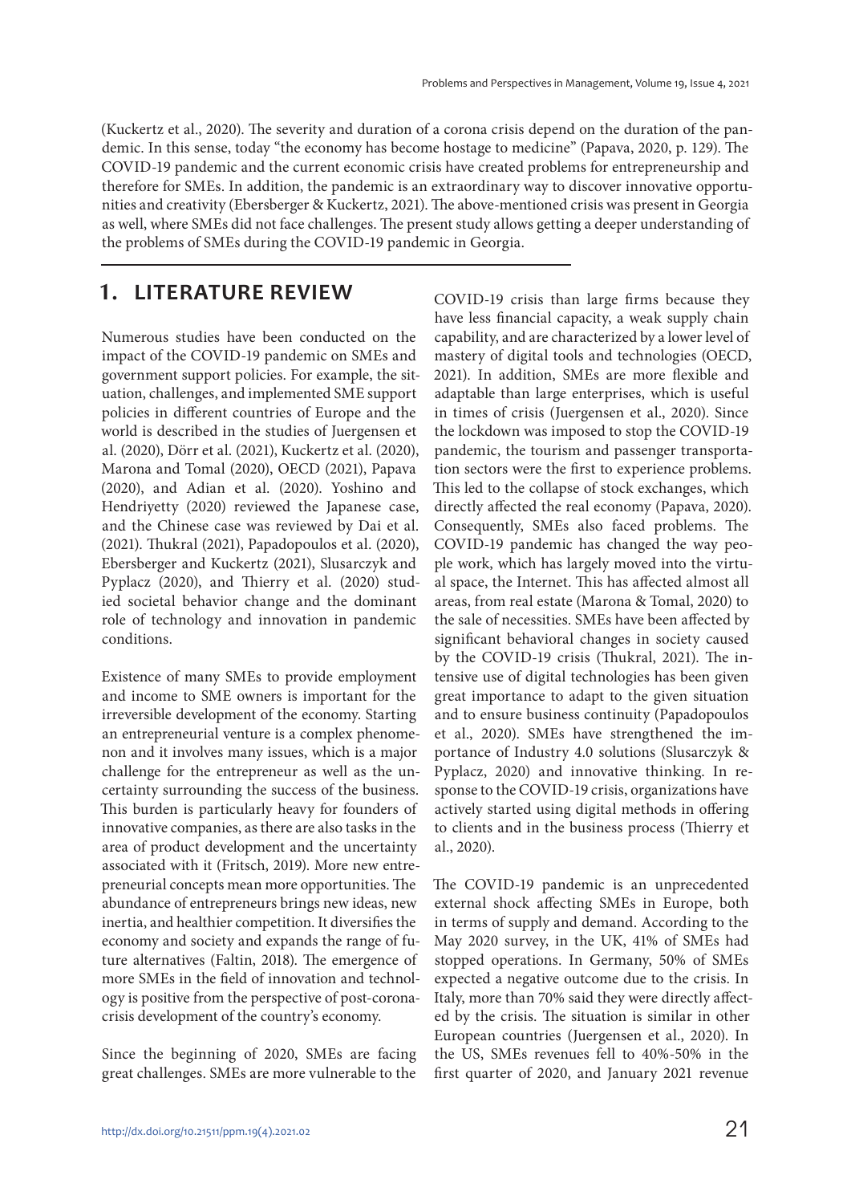(Kuckertz et al., 2020). The severity and duration of a corona crisis depend on the duration of the pandemic. In this sense, today "the economy has become hostage to medicine" (Papava, 2020, p. 129). The COVID-19 pandemic and the current economic crisis have created problems for entrepreneurship and therefore for SMEs. In addition, the pandemic is an extraordinary way to discover innovative opportunities and creativity (Ebersberger & Kuckertz, 2021). The above-mentioned crisis was present in Georgia as well, where SMEs did not face challenges. The present study allows getting a deeper understanding of the problems of SMEs during the COVID-19 pandemic in Georgia.

## 1. LITERATURE REVIEW

Numerous studies have been conducted on the impact of the COVID-19 pandemic on SMEs and government support policies. For example, the situation, challenges, and implemented SME support policies in different countries of Europe and the world is described in the studies of Juergensen et al. (2020), Dörr et al. (2021), Kuckertz et al. (2020), Marona and Tomal (2020), OECD (2021), Papava (2020), and Adian et al. (2020). Yoshino and Hendriyetty (2020) reviewed the Japanese case, and the Chinese case was reviewed by Dai et al. (2021). Thukral (2021), Papadopoulos et al. (2020), Ebersberger and Kuckertz (2021), Slusarczyk and Pyplacz (2020), and Thierry et al. (2020) studied societal behavior change and the dominant role of technology and innovation in pandemic conditions.

Existence of many SMEs to provide employment and income to SME owners is important for the irreversible development of the economy. Starting an entrepreneurial venture is a complex phenomenon and it involves many issues, which is a major challenge for the entrepreneur as well as the uncertainty surrounding the success of the business. This burden is particularly heavy for founders of innovative companies, as there are also tasks in the area of product development and the uncertainty associated with it (Fritsch, 2019). More new entrepreneurial concepts mean more opportunities. The abundance of entrepreneurs brings new ideas, new inertia, and healthier competition. It diversifies the economy and society and expands the range of future alternatives (Faltin, 2018). The emergence of more SMEs in the field of innovation and technology is positive from the perspective of post-corona-crisis development of the country's economy.

Since the beginning of 2020, SMEs are facing great challenges. SMEs are more vulnerable to the COVID-19 crisis than large firms because they have less financial capacity, a weak supply chain capability, and are characterized by a lower level of mastery of digital tools and technologies (OECD, 2021). In addition, SMEs are more flexible and adaptable than large enterprises, which is useful in times of crisis (Juergensen et al., 2020). Since the lockdown was imposed to stop the COVID-19 pandemic, the tourism and passenger transportation sectors were the first to experience problems. This led to the collapse of stock exchanges, which directly affected the real economy (Papava, 2020). Consequently, SMEs also faced problems. The COVID-19 pandemic has changed the way people work, which has largely moved into the virtual space, the Internet. This has affected almost all areas, from real estate (Marona & Tomal, 2020) to the sale of necessities. SMEs have been affected by significant behavioral changes in society caused by the COVID-19 crisis (Thukral, 2021). The intensive use of digital technologies has been given great importance to adapt to the given situation and to ensure business continuity (Papadopoulos et al., 2020). SMEs have strengthened the importance of Industry 4.0 solutions (Slusarczyk & Pyplacz, 2020) and innovative thinking. In response to the COVID-19 crisis, organizations have actively started using digital methods in offering to clients and in the business process (Thierry et al., 2020).

The COVID-19 pandemic is an unprecedented external shock affecting SMEs in Europe, both in terms of supply and demand. According to the May 2020 survey, in the UK, 41% of SMEs had stopped operations. In Germany, 50% of SMEs expected a negative outcome due to the crisis. In Italy, more than 70% said they were directly affected by the crisis. The situation is similar in other European countries (Juergensen et al., 2020). In the US, SMEs revenues fell to 40%-50% in the first quarter of 2020, and January 2021 revenue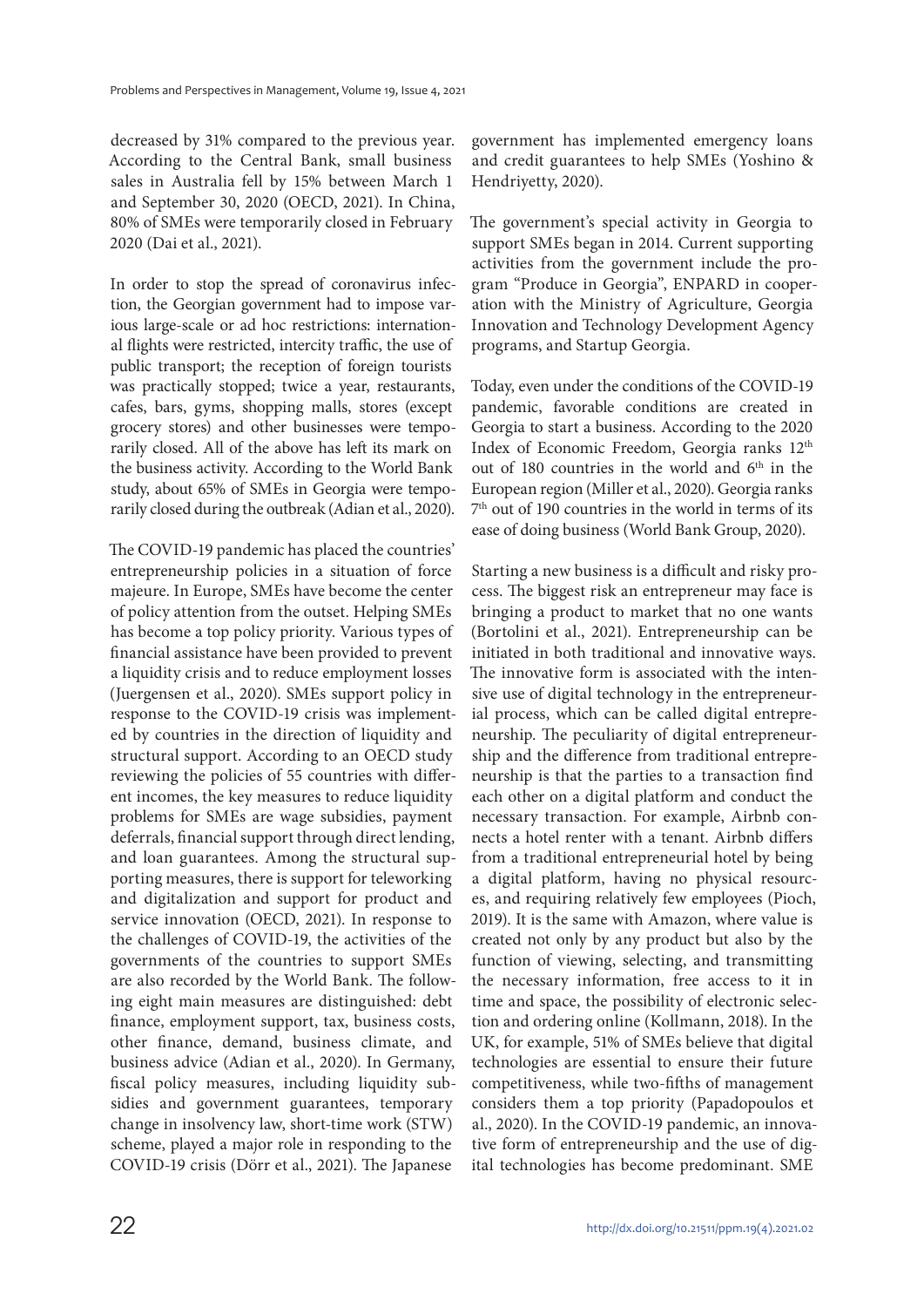decreased by 31% compared to the previous year. According to the Central Bank, small business sales in Australia fell by 15% between March 1 and September 30, 2020 (OECD, 2021). In China, 80% of SMEs were temporarily closed in February 2020 (Dai et al., 2021).

In order to stop the spread of coronavirus infection, the Georgian government had to impose various large-scale or ad hoc restrictions: international flights were restricted, intercity traffic, the use of public transport; the reception of foreign tourists was practically stopped; twice a year, restaurants, cafes, bars, gyms, shopping malls, stores (except grocery stores) and other businesses were temporarily closed. All of the above has left its mark on the business activity. According to the World Bank study, about 65% of SMEs in Georgia were temporarily closed during the outbreak (Adian et al., 2020).

The COVID-19 pandemic has placed the countries' entrepreneurship policies in a situation of force majeure. In Europe, SMEs have become the center of policy attention from the outset. Helping SMEs has become a top policy priority. Various types of financial assistance have been provided to prevent a liquidity crisis and to reduce employment losses (Juergensen et al., 2020). SMEs support policy in response to the COVID-19 crisis was implemented by countries in the direction of liquidity and structural support. According to an OECD study reviewing the policies of 55 countries with different incomes, the key measures to reduce liquidity problems for SMEs are wage subsidies, payment deferrals, financial support through direct lending, and loan guarantees. Among the structural supporting measures, there is support for teleworking and digitalization and support for product and service innovation (OECD, 2021). In response to the challenges of COVID-19, the activities of the governments of the countries to support SMEs are also recorded by the World Bank. The following eight main measures are distinguished: debt finance, employment support, tax, business costs, other finance, demand, business climate, and business advice (Adian et al., 2020). In Germany, fiscal policy measures, including liquidity subsidies and government guarantees, temporary change in insolvency law, short-time work (STW) scheme, played a major role in responding to the COVID-19 crisis (Dörr et al., 2021). The Japanese government has implemented emergency loans and credit guarantees to help SMEs (Yoshino & Hendriyetty, 2020).

The government's special activity in Georgia to support SMEs began in 2014. Current supporting activities from the government include the program "Produce in Georgia", ENPARD in cooperation with the Ministry of Agriculture, Georgia Innovation and Technology Development Agency programs, and Startup Georgia.

Today, even under the conditions of the COVID-19 pandemic, favorable conditions are created in Georgia to start a business. According to the 2020 Index of Economic Freedom, Georgia ranks 12th out of 180 countries in the world and 6th in the European region (Miller et al., 2020). Georgia ranks 7th out of 190 countries in the world in terms of its ease of doing business (World Bank Group, 2020).

Starting a new business is a difficult and risky process. The biggest risk an entrepreneur may face is bringing a product to market that no one wants (Bortolini et al., 2021). Entrepreneurship can be initiated in both traditional and innovative ways. The innovative form is associated with the intensive use of digital technology in the entrepreneurial process, which can be called digital entrepreneurship. The peculiarity of digital entrepreneurship and the difference from traditional entrepreneurship is that the parties to a transaction find each other on a digital platform and conduct the necessary transaction. For example, Airbnb connects a hotel renter with a tenant. Airbnb differs from a traditional entrepreneurial hotel by being a digital platform, having no physical resources, and requiring relatively few employees (Pioch, 2019). It is the same with Amazon, where value is created not only by any product but also by the function of viewing, selecting, and transmitting the necessary information, free access to it in time and space, the possibility of electronic selection and ordering online (Kollmann, 2018). In the UK, for example, 51% of SMEs believe that digital technologies are essential to ensure their future competitiveness, while two-fifths of management considers them a top priority (Papadopoulos et al., 2020). In the COVID-19 pandemic, an innovative form of entrepreneurship and the use of digital technologies has become predominant. SME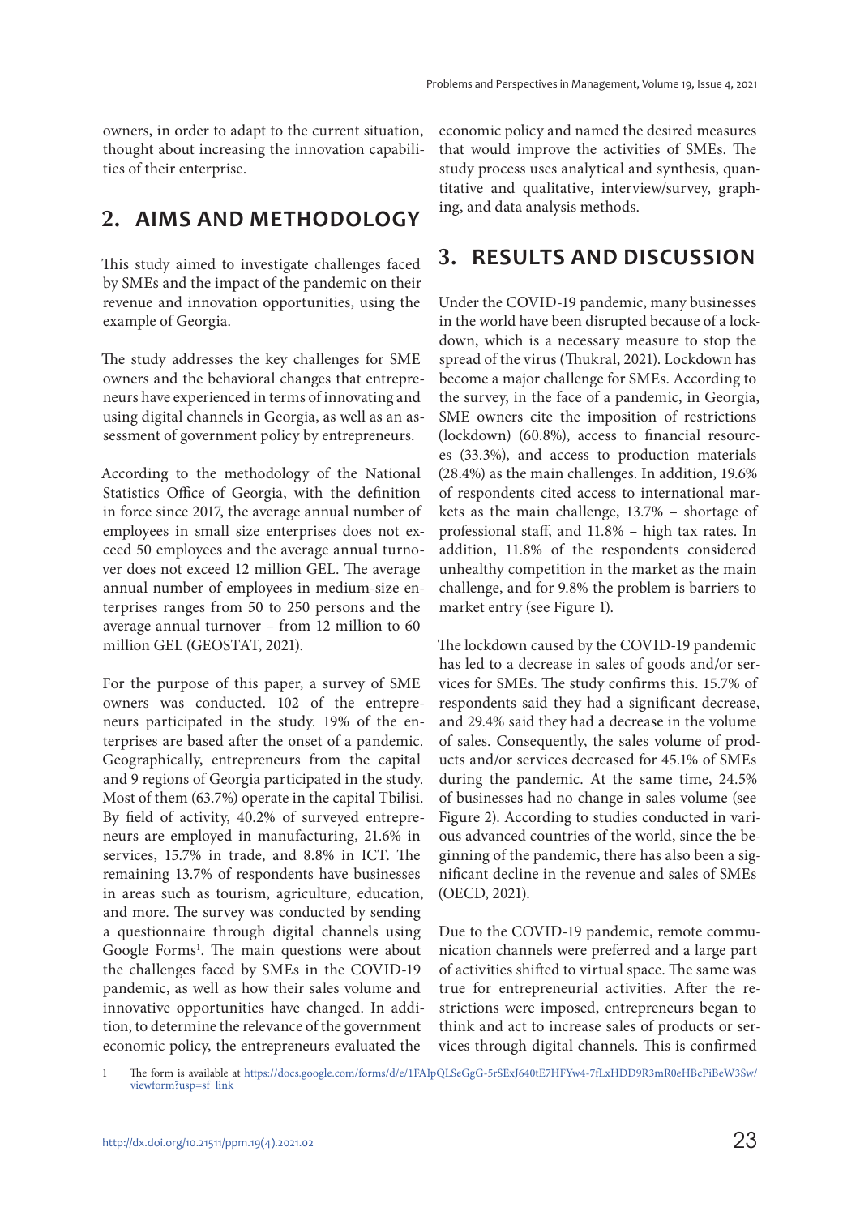owners, in order to adapt to the current situation, thought about increasing the innovation capabilities of their enterprise.

## 2. AIMS AND METHODOLOGY

This study aimed to investigate challenges faced by SMEs and the impact of the pandemic on their revenue and innovation opportunities, using the example of Georgia.

The study addresses the key challenges for SME owners and the behavioral changes that entrepreneurs have experienced in terms of innovating and using digital channels in Georgia, as well as an assessment of government policy by entrepreneurs.

According to the methodology of the National Statistics Office of Georgia, with the definition in force since 2017, the average annual number of employees in small size enterprises does not exceed 50 employees and the average annual turnover does not exceed 12 million GEL. The average annual number of employees in medium-size enterprises ranges from 50 to 250 persons and the average annual turnover – from 12 million to 60 million GEL (GEOSTAT, 2021).

For the purpose of this paper, a survey of SME owners was conducted. 102 of the entrepreneurs participated in the study. 19% of the enterprises are based after the onset of a pandemic. Geographically, entrepreneurs from the capital and 9 regions of Georgia participated in the study. Most of them (63.7%) operate in the capital Tbilisi. By field of activity, 40.2% of surveyed entrepreneurs are employed in manufacturing, 21.6% in services, 15.7% in trade, and 8.8% in ICT. The remaining 13.7% of respondents have businesses in areas such as tourism, agriculture, education, and more. The survey was conducted by sending a questionnaire through digital channels using Google Forms[1]. The main questions were about the challenges faced by SMEs in the COVID-19 pandemic, as well as how their sales volume and innovative opportunities have changed. In addition, to determine the relevance of the government economic policy, the entrepreneurs evaluated the economic policy and named the desired measures that would improve the activities of SMEs. The study process uses analytical and synthesis, quantitative and qualitative, interview/survey, graphing, and data analysis methods.

## 3. RESULTS AND DISCUSSION

Under the COVID-19 pandemic, many businesses in the world have been disrupted because of a lockdown, which is a necessary measure to stop the spread of the virus (Thukral, 2021). Lockdown has become a major challenge for SMEs. According to the survey, in the face of a pandemic, in Georgia, SME owners cite the imposition of restrictions (lockdown) (60.8%), access to financial resources (33.3%), and access to production materials (28.4%) as the main challenges. In addition, 19.6% of respondents cited access to international markets as the main challenge, 13.7% – shortage of professional staff, and 11.8% – high tax rates. In addition, 11.8% of the respondents considered unhealthy competition in the market as the main challenge, and for 9.8% the problem is barriers to market entry (see Figure 1).

The lockdown caused by the COVID-19 pandemic has led to a decrease in sales of goods and/or services for SMEs. The study confirms this. 15.7% of respondents said they had a significant decrease, and 29.4% said they had a decrease in the volume of sales. Consequently, the sales volume of products and/or services decreased for 45.1% of SMEs during the pandemic. At the same time, 24.5% of businesses had no change in sales volume (see Figure 2). According to studies conducted in various advanced countries of the world, since the beginning of the pandemic, there has also been a significant decline in the revenue and sales of SMEs (OECD, 2021).

Due to the COVID-19 pandemic, remote communication channels were preferred and a large part of activities shifted to virtual space. The same was true for entrepreneurial activities. After the restrictions were imposed, entrepreneurs began to think and act to increase sales of products or services through digital channels. This is confirmed

---

[1] The form is available at https://docs.google.com/forms/d/e/1FAIpQLSeGgG-5rSExJ640tE7HFYw4-7fLxHDD9R3mR0eHBcPiBeW3Sw/viewform?usp=sf_link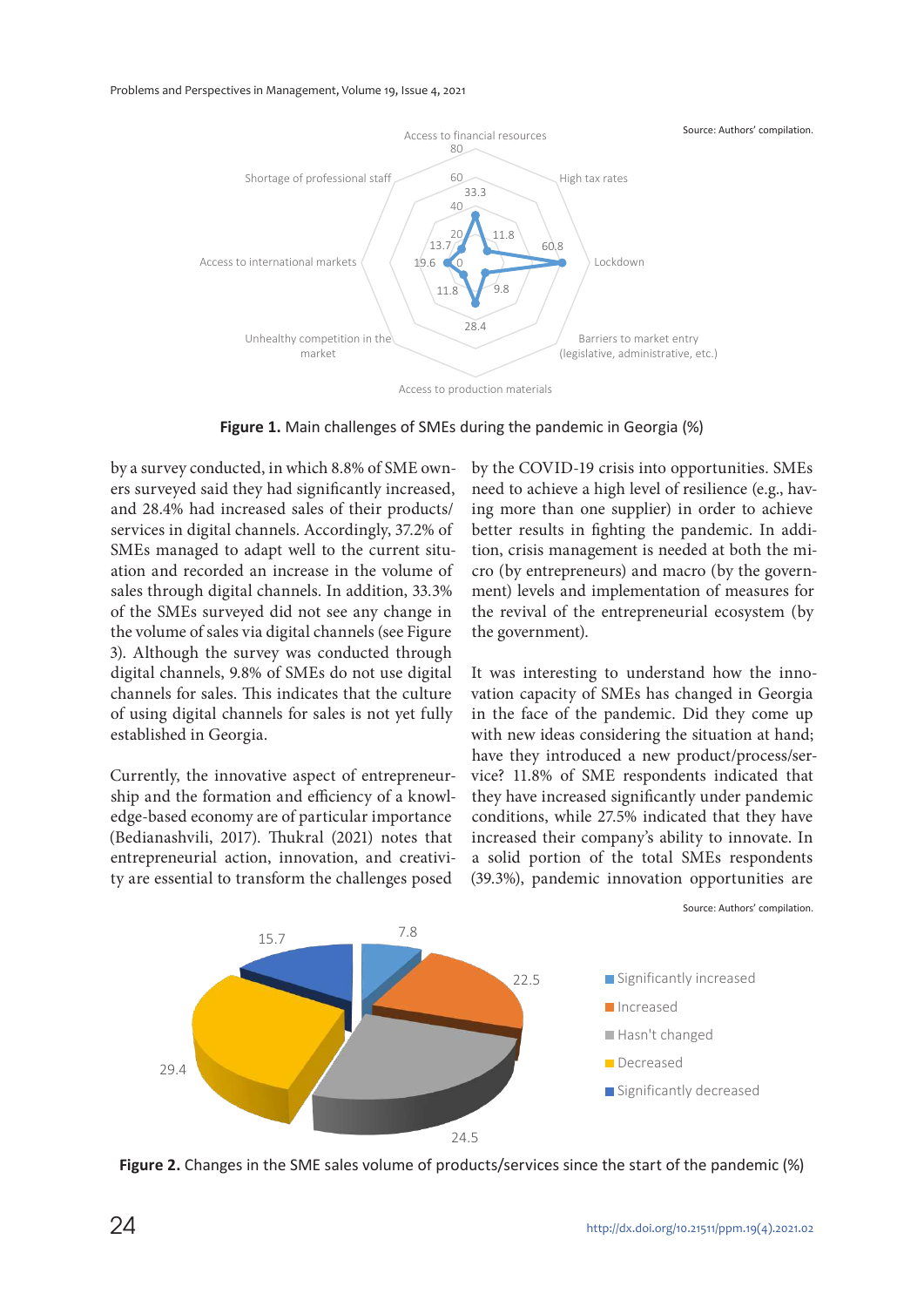Source: Authors' compilation.

Access to financial resources
80
60
40
20
33.3
11.8
60.8
9.8
28.4
11.8
19.6
0
13.7
High tax rates
Lockdown
Barriers to market entry (legislative, administrative, etc.)
Access to production materials
Unhealthy competition in the market
Access to international markets
Shortage of professional staff

**Figure 1.** Main challenges of SMEs during the pandemic in Georgia (%)

by a survey conducted, in which 8.8% of SME owners surveyed said they had significantly increased, and 28.4% had increased sales of their products/services in digital channels. Accordingly, 37.2% of SMEs managed to adapt well to the current situation and recorded an increase in the volume of sales through digital channels. In addition, 33.3% of the SMEs surveyed did not see any change in the volume of sales via digital channels (see Figure 3). Although the survey was conducted through digital channels, 9.8% of SMEs do not use digital channels for sales. This indicates that the culture of using digital channels for sales is not yet fully established in Georgia.

Currently, the innovative aspect of entrepreneurship and the formation and efficiency of a knowledge-based economy are of particular importance (Bedianashvili, 2017). Thukral (2021) notes that entrepreneurial action, innovation, and creativity are essential to transform the challenges posed by the COVID-19 crisis into opportunities. SMEs need to achieve a high level of resilience (e.g., having more than one supplier) in order to achieve better results in fighting the pandemic. In addition, crisis management is needed at both the micro (by entrepreneurs) and macro (by the government) levels and implementation of measures for the revival of the entrepreneurial ecosystem (by the government).

It was interesting to understand how the innovation capacity of SMEs has changed in Georgia in the face of the pandemic. Did they come up with new ideas considering the situation at hand; have they introduced a new product/process/service? 11.8% of SME respondents indicated that they have increased significantly under pandemic conditions, while 27.5% indicated that they have increased their company's ability to innovate. In a solid portion of the total SMEs respondents (39.3%), pandemic innovation opportunities are

Source: Authors' compilation.

7.8
22.5
24.5
29.4
15.7

Significantly increased
Increased
Hasn't changed
Decreased
Significantly decreased

**Figure 2.** Changes in the SME sales volume of products/services since the start of the pandemic (%)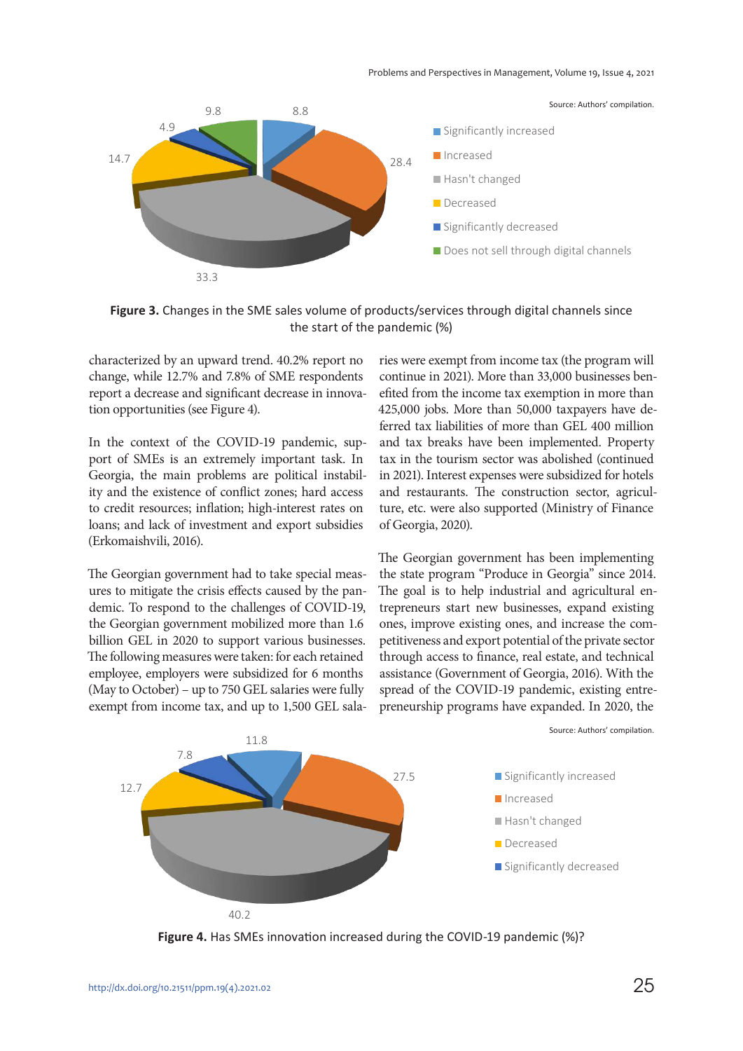Source: Authors' compilation.

8.8
28.4
33.3
14.7
4.9
9.8

Significantly increased
Increased
Hasn't changed
Decreased
Significantly decreased
Does not sell through digital channels

**Figure 3.** Changes in the SME sales volume of products/services through digital channels since the start of the pandemic (%)

characterized by an upward trend. 40.2% report no change, while 12.7% and 7.8% of SME respondents report a decrease and significant decrease in innovation opportunities (see Figure 4).

In the context of the COVID-19 pandemic, support of SMEs is an extremely important task. In Georgia, the main problems are political instability and the existence of conflict zones; hard access to credit resources; inflation; high-interest rates on loans; and lack of investment and export subsidies (Erkomaishvili, 2016).

The Georgian government had to take special measures to mitigate the crisis effects caused by the pandemic. To respond to the challenges of COVID-19, the Georgian government mobilized more than 1.6 billion GEL in 2020 to support various businesses. The following measures were taken: for each retained employee, employers were subsidized for 6 months (May to October) – up to 750 GEL salaries were fully exempt from income tax, and up to 1,500 GEL salaries were exempt from income tax (the program will continue in 2021). More than 33,000 businesses benefited from the income tax exemption in more than 425,000 jobs. More than 50,000 taxpayers have deferred tax liabilities of more than GEL 400 million and tax breaks have been implemented. Property tax in the tourism sector was abolished (continued in 2021). Interest expenses were subsidized for hotels and restaurants. The construction sector, agriculture, etc. were also supported (Ministry of Finance of Georgia, 2020).

The Georgian government has been implementing the state program "Produce in Georgia" since 2014. The goal is to help industrial and agricultural entrepreneurs start new businesses, expand existing ones, improve existing ones, and increase the competitiveness and export potential of the private sector through access to finance, real estate, and technical assistance (Government of Georgia, 2016). With the spread of the COVID-19 pandemic, existing entrepreneurship programs have expanded. In 2020, the

Source: Authors' compilation.

11.8
27.5
40.2
12.7
7.8

Significantly increased
Increased
Hasn't changed
Decreased
Significantly decreased

**Figure 4.** Has SMEs innovation increased during the COVID-19 pandemic (%)?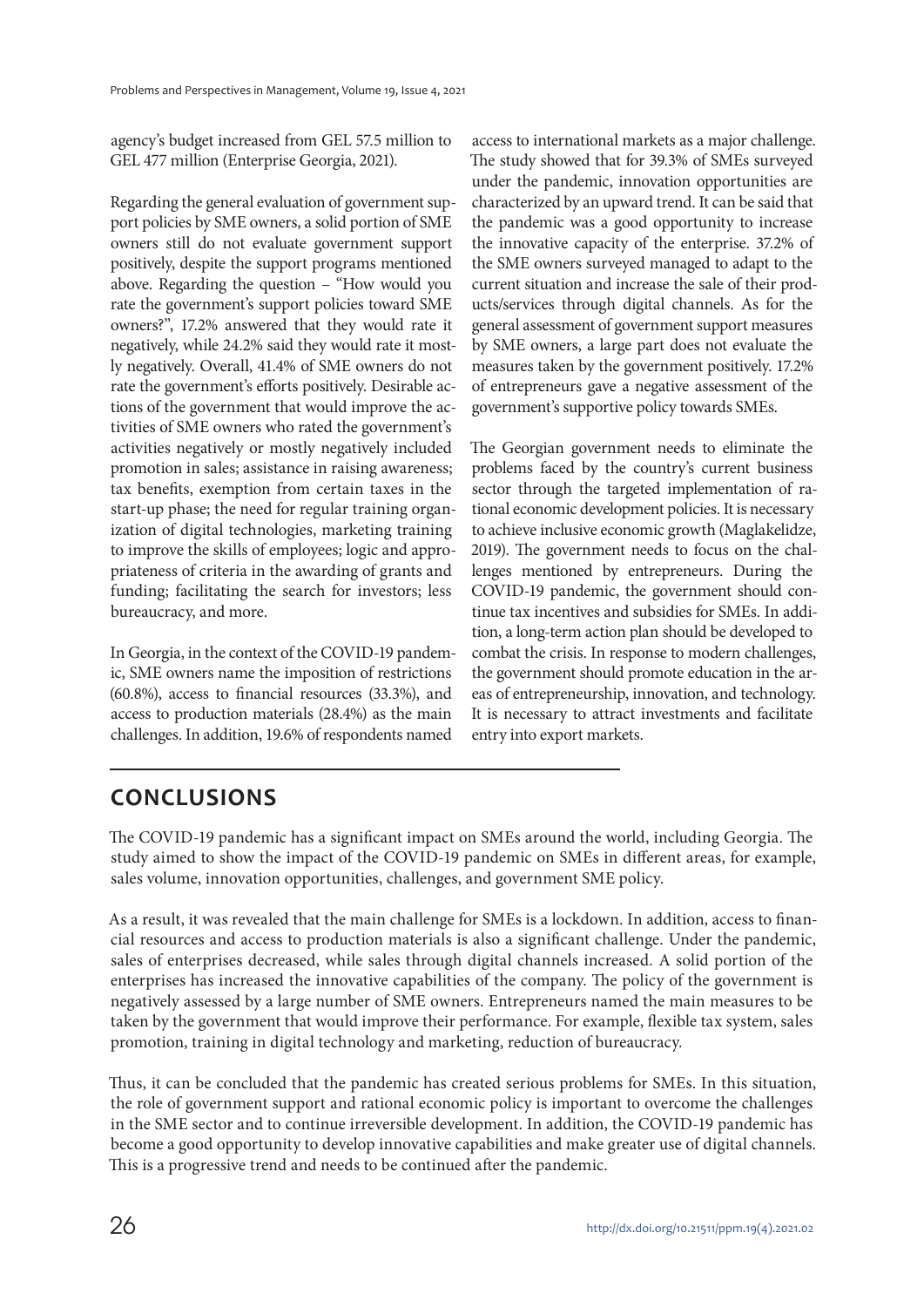agency's budget increased from GEL 57.5 million to GEL 477 million (Enterprise Georgia, 2021).

Regarding the general evaluation of government support policies by SME owners, a solid portion of SME owners still do not evaluate government support positively, despite the support programs mentioned above. Regarding the question – "How would you rate the government's support policies toward SME owners?", 17.2% answered that they would rate it negatively, while 24.2% said they would rate it mostly negatively. Overall, 41.4% of SME owners do not rate the government's efforts positively. Desirable actions of the government that would improve the activities of SME owners who rated the government's activities negatively or mostly negatively included promotion in sales; assistance in raising awareness; tax benefits, exemption from certain taxes in the start-up phase; the need for regular training organization of digital technologies, marketing training to improve the skills of employees; logic and appropriateness of criteria in the awarding of grants and funding; facilitating the search for investors; less bureaucracy, and more.

In Georgia, in the context of the COVID-19 pandemic, SME owners name the imposition of restrictions (60.8%), access to financial resources (33.3%), and access to production materials (28.4%) as the main challenges. In addition, 19.6% of respondents named access to international markets as a major challenge. The study showed that for 39.3% of SMEs surveyed under the pandemic, innovation opportunities are characterized by an upward trend. It can be said that the pandemic was a good opportunity to increase the innovative capacity of the enterprise. 37.2% of the SME owners surveyed managed to adapt to the current situation and increase the sale of their products/services through digital channels. As for the general assessment of government support measures by SME owners, a large part does not evaluate the measures taken by the government positively. 17.2% of entrepreneurs gave a negative assessment of the government's supportive policy towards SMEs.

The Georgian government needs to eliminate the problems faced by the country's current business sector through the targeted implementation of rational economic development policies. It is necessary to achieve inclusive economic growth (Maglakelidze, 2019). The government needs to focus on the challenges mentioned by entrepreneurs. During the COVID-19 pandemic, the government should continue tax incentives and subsidies for SMEs. In addition, a long-term action plan should be developed to combat the crisis. In response to modern challenges, the government should promote education in the areas of entrepreneurship, innovation, and technology. It is necessary to attract investments and facilitate entry into export markets.

## CONCLUSIONS

The COVID-19 pandemic has a significant impact on SMEs around the world, including Georgia. The study aimed to show the impact of the COVID-19 pandemic on SMEs in different areas, for example, sales volume, innovation opportunities, challenges, and government SME policy.

As a result, it was revealed that the main challenge for SMEs is a lockdown. In addition, access to financial resources and access to production materials is also a significant challenge. Under the pandemic, sales of enterprises decreased, while sales through digital channels increased. A solid portion of the enterprises has increased the innovative capabilities of the company. The policy of the government is negatively assessed by a large number of SME owners. Entrepreneurs named the main measures to be taken by the government that would improve their performance. For example, flexible tax system, sales promotion, training in digital technology and marketing, reduction of bureaucracy.

Thus, it can be concluded that the pandemic has created serious problems for SMEs. In this situation, the role of government support and rational economic policy is important to overcome the challenges in the SME sector and to continue irreversible development. In addition, the COVID-19 pandemic has become a good opportunity to develop innovative capabilities and make greater use of digital channels. This is a progressive trend and needs to be continued after the pandemic.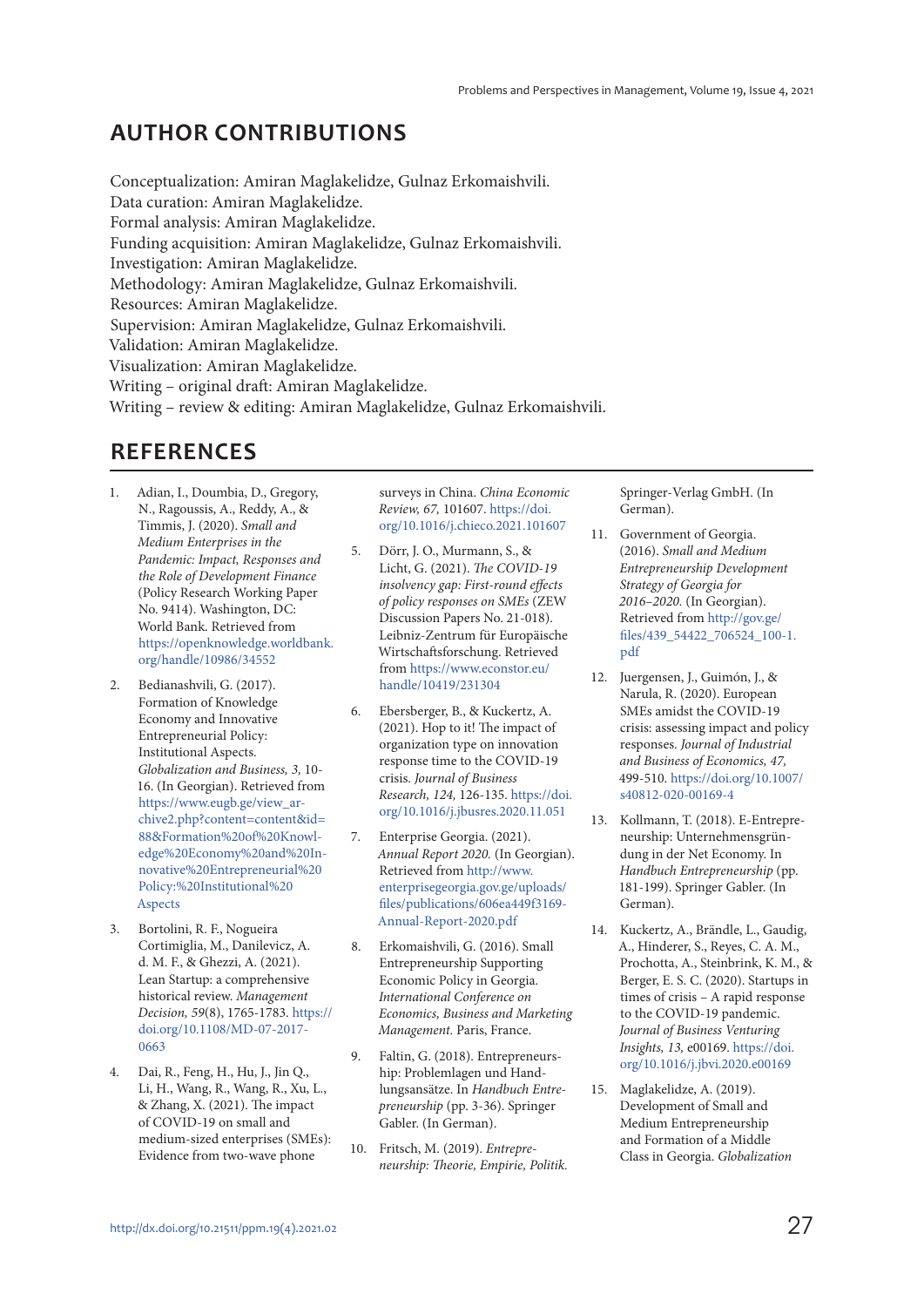## AUTHOR CONTRIBUTIONS

Conceptualization: Amiran Maglakelidze, Gulnaz Erkomaishvili.
Data curation: Amiran Maglakelidze.
Formal analysis: Amiran Maglakelidze.
Funding acquisition: Amiran Maglakelidze, Gulnaz Erkomaishvili.
Investigation: Amiran Maglakelidze.
Methodology: Amiran Maglakelidze, Gulnaz Erkomaishvili.
Resources: Amiran Maglakelidze.
Supervision: Amiran Maglakelidze, Gulnaz Erkomaishvili.
Validation: Amiran Maglakelidze.
Visualization: Amiran Maglakelidze.
Writing – original draft: Amiran Maglakelidze.
Writing – review & editing: Amiran Maglakelidze, Gulnaz Erkomaishvili.

## REFERENCES

1. Adian, I., Doumbia, D., Gregory, N., Ragoussis, A., Reddy, A., & Timmis, J. (2020). *Small and Medium Enterprises in the Pandemic: Impact, Responses and the Role of Development Finance* (Policy Research Working Paper No. 9414). Washington, DC: World Bank. Retrieved from https://openknowledge.worldbank.org/handle/10986/34552
2. Bedianashvili, G. (2017). Formation of Knowledge Economy and Innovative Entrepreneurial Policy: Institutional Aspects. *Globalization and Business, 3,* 10-16. (In Georgian). Retrieved from https://www.eugb.ge/view_archive2.php?content=content&id=88&Formation%20of%20Knowledge%20Economy%20and%20Innovative%20Entrepreneurial%20Policy:%20Institutional%20Aspects
3. Bortolini, R. F., Nogueira Cortimiglia, M., Danilevicz, A. d. M. F., & Ghezzi, A. (2021). Lean Startup: a comprehensive historical review. *Management Decision, 59*(8), 1765-1783. https://doi.org/10.1108/MD-07-2017-0663
4. Dai, R., Feng, H., Hu, J., Jin Q., Li, H., Wang, R., Wang, R., Xu, L., & Zhang, X. (2021). The impact of COVID-19 on small and medium-sized enterprises (SMEs): Evidence from two-wave phone surveys in China. *China Economic Review, 67,* 101607. https://doi.org/10.1016/j.chieco.2021.101607
5. Dörr, J. O., Murmann, S., & Licht, G. (2021). *The COVID-19 insolvency gap: First-round effects of policy responses on SMEs* (ZEW Discussion Papers No. 21-018). Leibniz-Zentrum für Europäische Wirtschaftsforschung. Retrieved from https://www.econstor.eu/handle/10419/231304
6. Ebersberger, B., & Kuckertz, A. (2021). Hop to it! The impact of organization type on innovation response time to the COVID-19 crisis. *Journal of Business Research, 124,* 126-135. https://doi.org/10.1016/j.jbusres.2020.11.051
7. Enterprise Georgia. (2021). *Annual Report 2020.* (In Georgian). Retrieved from http://www.enterprisegeorgia.gov.ge/uploads/files/publications/606ea449f3169-Annual-Report-2020.pdf
8. Erkomaishvili, G. (2016). Small Entrepreneurship Supporting Economic Policy in Georgia. *International Conference on Economics, Business and Marketing Management.* Paris, France.
9. Faltin, G. (2018). Entrepreneurship: Problemlagen und Handlungsansätze. In *Handbuch Entrepreneurship* (pp. 3-36). Springer Gabler. (In German).
10. Fritsch, M. (2019). *Entrepreneurship: Theorie, Empirie, Politik.* Springer-Verlag GmbH. (In German).
11. Government of Georgia. (2016). *Small and Medium Entrepreneurship Development Strategy of Georgia for 2016–2020.* (In Georgian). Retrieved from http://gov.ge/files/439_54422_706524_100-1.pdf
12. Juergensen, J., Guimón, J., & Narula, R. (2020). European SMEs amidst the COVID-19 crisis: assessing impact and policy responses. *Journal of Industrial and Business of Economics, 47,* 499-510. https://doi.org/10.1007/s40812-020-00169-4
13. Kollmann, T. (2018). E-Entrepreneurship: Unternehmensgründung in der Net Economy. In *Handbuch Entrepreneurship* (pp. 181-199). Springer Gabler. (In German).
14. Kuckertz, A., Brändle, L., Gaudig, A., Hinderer, S., Reyes, C. A. M., Prochotta, A., Steinbrink, K. M., & Berger, E. S. C. (2020). Startups in times of crisis – A rapid response to the COVID-19 pandemic. *Journal of Business Venturing Insights, 13,* e00169. https://doi.org/10.1016/j.jbvi.2020.e00169
15. Maglakelidze, A. (2019). Development of Small and Medium Entrepreneurship and Formation of a Middle Class in Georgia. *Globalization*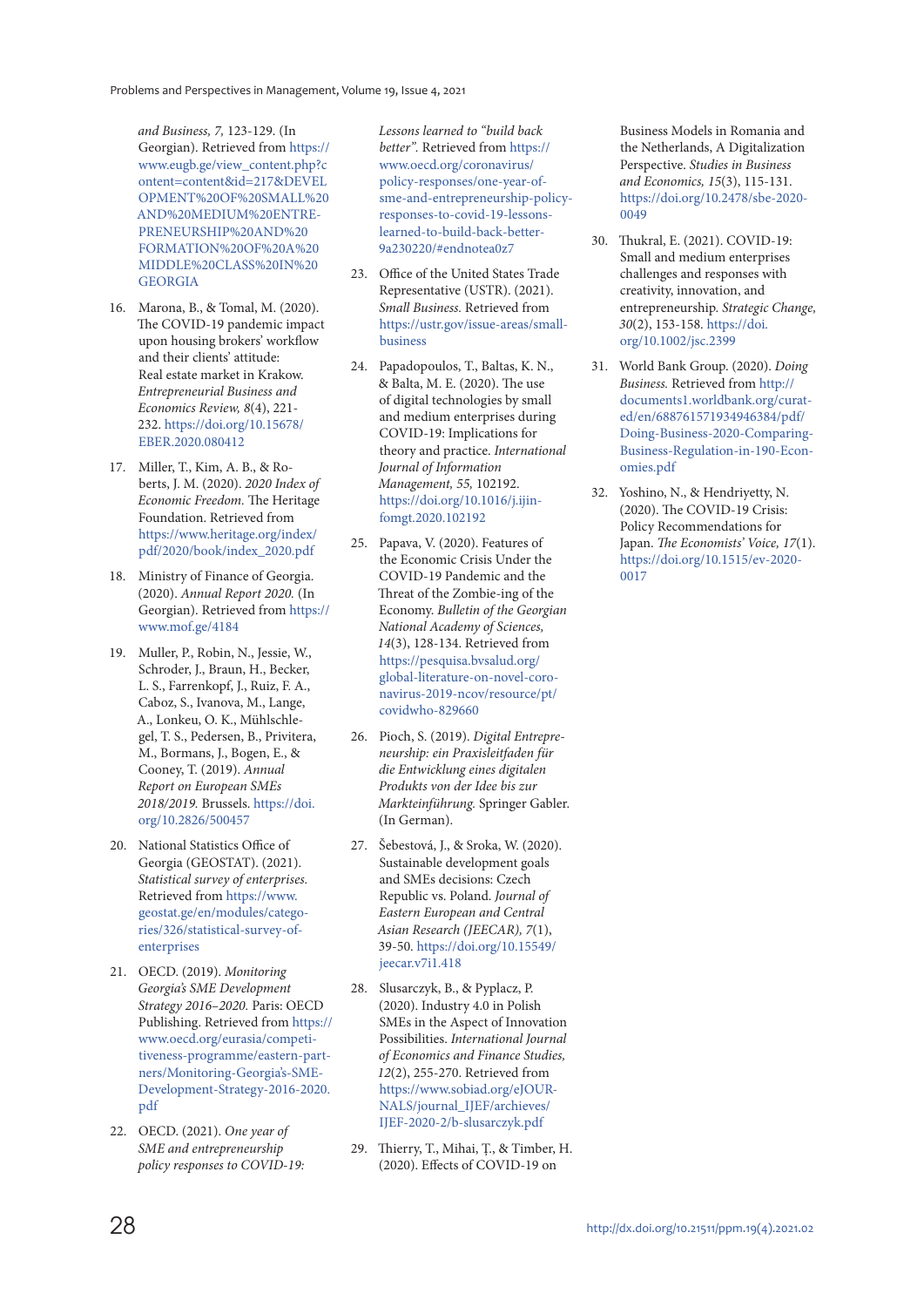*and Business, 7*, 123-129. (In Georgian). Retrieved from https://www.eugb.ge/view_content.php?content=content&id=217&DEVELOPMENT%20OF%20SMALL%20AND%20MEDIUM%20ENTREPRENEURSHIP%20AND%20FORMATION%20OF%20A%20MIDDLE%20CLASS%20IN%20GEORGIA

16. Marona, B., & Tomal, M. (2020). The COVID-19 pandemic impact upon housing brokers' workflow and their clients' attitude: Real estate market in Krakow. *Entrepreneurial Business and Economics Review, 8*(4), 221-232. https://doi.org/10.15678/EBER.2020.080412

17. Miller, T., Kim, A. B., & Roberts, J. M. (2020). *2020 Index of Economic Freedom*. The Heritage Foundation. Retrieved from https://www.heritage.org/index/pdf/2020/book/index_2020.pdf

18. Ministry of Finance of Georgia. (2020). *Annual Report 2020*. (In Georgian). Retrieved from https://www.mof.ge/4184

19. Muller, P., Robin, N., Jessie, W., Schroder, J., Braun, H., Becker, L. S., Farrenkopf, J., Ruiz, F. A., Caboz, S., Ivanova, M., Lange, A., Lonkeu, O. K., Mühlschlegel, T. S., Pedersen, B., Privitera, M., Bormans, J., Bogen, E., & Cooney, T. (2019). *Annual Report on European SMEs 2018/2019*. Brussels. https://doi.org/10.2826/500457

20. National Statistics Office of Georgia (GEOSTAT). (2021). *Statistical survey of enterprises*. Retrieved from https://www.geostat.ge/en/modules/categories/326/statistical-survey-of-enterprises

21. OECD. (2019). *Monitoring Georgia's SME Development Strategy 2016–2020*. Paris: OECD Publishing. Retrieved from https://www.oecd.org/eurasia/competitiveness-programme/eastern-partners/Monitoring-Georgia's-SME-Development-Strategy-2016-2020.pdf

22. OECD. (2021). *One year of SME and entrepreneurship policy responses to COVID-19: Lessons learned to "build back better"*. Retrieved from https://www.oecd.org/coronavirus/policy-responses/one-year-of-sme-and-entrepreneurship-policy-responses-to-covid-19-lessons-learned-to-build-back-better-9a230220/#endnotea0z7

23. Office of the United States Trade Representative (USTR). (2021). *Small Business*. Retrieved from https://ustr.gov/issue-areas/small-business

24. Papadopoulos, T., Baltas, K. N., & Balta, M. E. (2020). The use of digital technologies by small and medium enterprises during COVID-19: Implications for theory and practice. *International Journal of Information Management, 55*, 102192. https://doi.org/10.1016/j.ijinfomgt.2020.102192

25. Papava, V. (2020). Features of the Economic Crisis Under the COVID-19 Pandemic and the Threat of the Zombie-ing of the Economy. *Bulletin of the Georgian National Academy of Sciences, 14*(3), 128-134. Retrieved from https://pesquisa.bvsalud.org/global-literature-on-novel-coronavirus-2019-ncov/resource/pt/covidwho-829660

26. Pioch, S. (2019). *Digital Entrepreneurship: ein Praxisleitfaden für die Entwicklung eines digitalen Produkts von der Idee bis zur Markteinführung*. Springer Gabler. (In German).

27. Šebestová, J., & Sroka, W. (2020). Sustainable development goals and SMEs decisions: Czech Republic vs. Poland. *Journal of Eastern European and Central Asian Research (JEECAR), 7*(1), 39-50. https://doi.org/10.15549/jeecar.v7i1.418

28. Slusarczyk, B., & Pyplacz, P. (2020). Industry 4.0 in Polish SMEs in the Aspect of Innovation Possibilities. *International Journal of Economics and Finance Studies, 12*(2), 255-270. Retrieved from https://www.sobiad.org/eJOURNALS/journal_IJEF/archieves/IJEF-2020-2/b-slusarczyk.pdf

29. Thierry, T., Mihai, Ţ., & Timber, H. (2020). Effects of COVID-19 on Business Models in Romania and the Netherlands, A Digitalization Perspective. *Studies in Business and Economics, 15*(3), 115-131. https://doi.org/10.2478/sbe-2020-0049

30. Thukral, E. (2021). COVID-19: Small and medium enterprises challenges and responses with creativity, innovation, and entrepreneurship. *Strategic Change, 30*(2), 153-158. https://doi.org/10.1002/jsc.2399

31. World Bank Group. (2020). *Doing Business*. Retrieved from http://documents1.worldbank.org/curated/en/688761571934946384/pdf/Doing-Business-2020-Comparing-Business-Regulation-in-190-Economies.pdf

32. Yoshino, N., & Hendriyetty, N. (2020). The COVID-19 Crisis: Policy Recommendations for Japan. *The Economists' Voice, 17*(1). https://doi.org/10.1515/ev-2020-0017